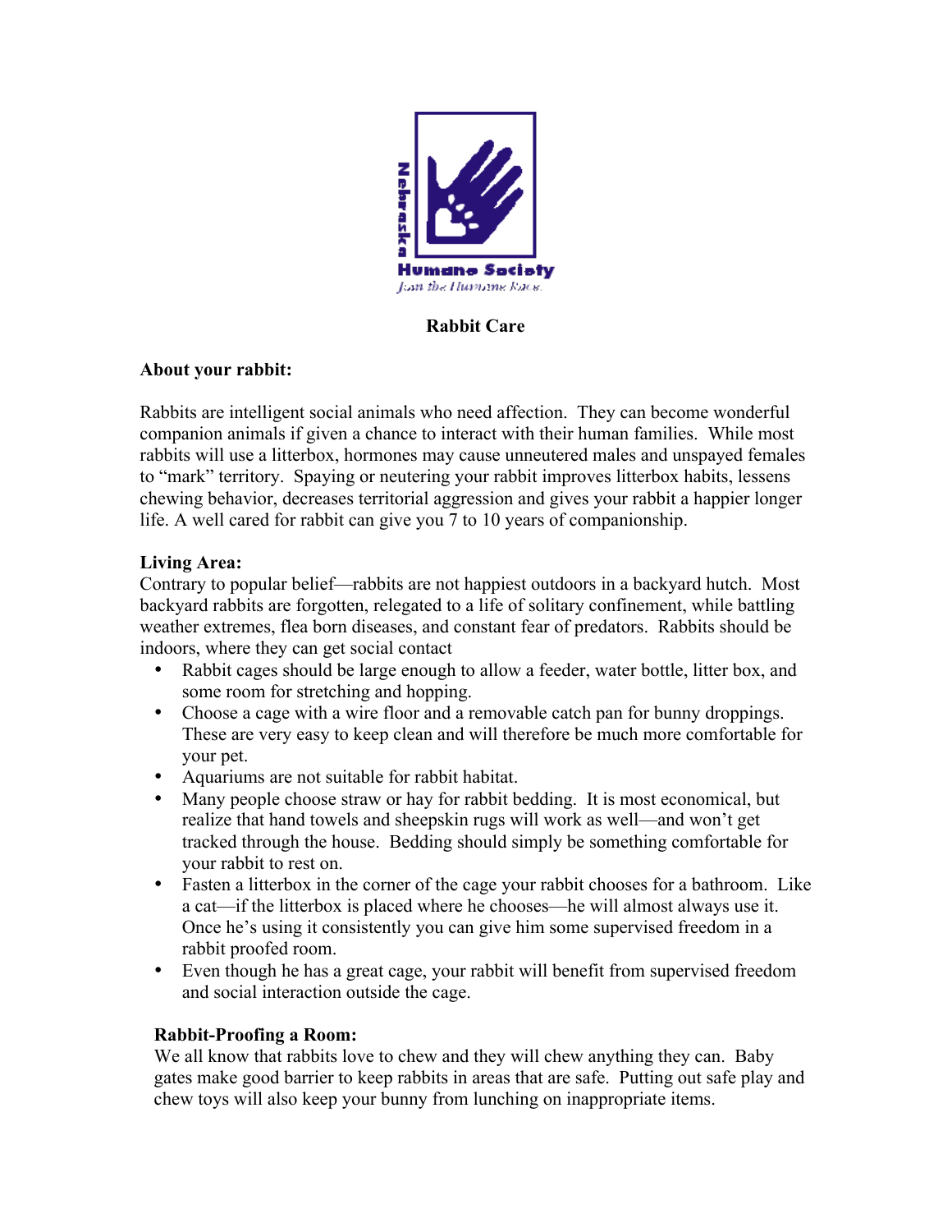Nebraska Humane Society
*Join the Humane Race.*

# Rabbit Care

**About your rabbit:**

Rabbits are intelligent social animals who need affection. They can become wonderful companion animals if given a chance to interact with their human families. While most rabbits will use a litterbox, hormones may cause unneutered males and unspayed females to "mark" territory. Spaying or neutering your rabbit improves litterbox habits, lessens chewing behavior, decreases territorial aggression and gives your rabbit a happier longer life. A well cared for rabbit can give you 7 to 10 years of companionship.

**Living Area:**

Contrary to popular belief—rabbits are not happiest outdoors in a backyard hutch. Most backyard rabbits are forgotten, relegated to a life of solitary confinement, while battling weather extremes, flea born diseases, and constant fear of predators. Rabbits should be indoors, where they can get social contact

- Rabbit cages should be large enough to allow a feeder, water bottle, litter box, and some room for stretching and hopping.
- Choose a cage with a wire floor and a removable catch pan for bunny droppings. These are very easy to keep clean and will therefore be much more comfortable for your pet.
- Aquariums are not suitable for rabbit habitat.
- Many people choose straw or hay for rabbit bedding. It is most economical, but realize that hand towels and sheepskin rugs will work as well—and won't get tracked through the house. Bedding should simply be something comfortable for your rabbit to rest on.
- Fasten a litterbox in the corner of the cage your rabbit chooses for a bathroom. Like a cat—if the litterbox is placed where he chooses—he will almost always use it. Once he's using it consistently you can give him some supervised freedom in a rabbit proofed room.
- Even though he has a great cage, your rabbit will benefit from supervised freedom and social interaction outside the cage.

**Rabbit-Proofing a Room:**

We all know that rabbits love to chew and they will chew anything they can. Baby gates make good barrier to keep rabbits in areas that are safe. Putting out safe play and chew toys will also keep your bunny from lunching on inappropriate items.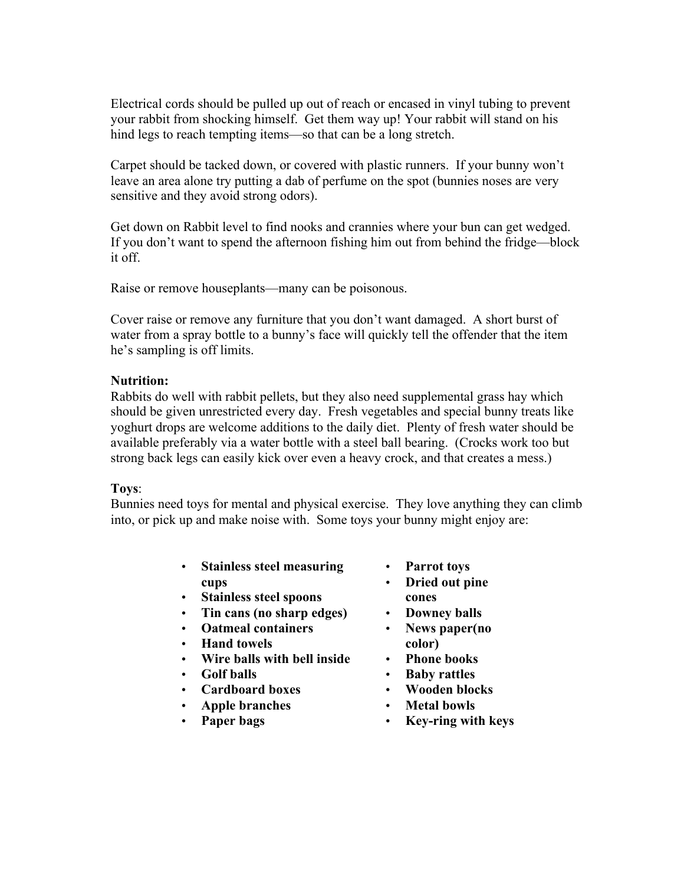Electrical cords should be pulled up out of reach or encased in vinyl tubing to prevent your rabbit from shocking himself. Get them way up! Your rabbit will stand on his hind legs to reach tempting items—so that can be a long stretch.

Carpet should be tacked down, or covered with plastic runners. If your bunny won't leave an area alone try putting a dab of perfume on the spot (bunnies noses are very sensitive and they avoid strong odors).

Get down on Rabbit level to find nooks and crannies where your bun can get wedged. If you don't want to spend the afternoon fishing him out from behind the fridge—block it off.

Raise or remove houseplants—many can be poisonous.

Cover raise or remove any furniture that you don't want damaged. A short burst of water from a spray bottle to a bunny's face will quickly tell the offender that the item he's sampling is off limits.

**Nutrition:**
Rabbits do well with rabbit pellets, but they also need supplemental grass hay which should be given unrestricted every day. Fresh vegetables and special bunny treats like yoghurt drops are welcome additions to the daily diet. Plenty of fresh water should be available preferably via a water bottle with a steel ball bearing. (Crocks work too but strong back legs can easily kick over even a heavy crock, and that creates a mess.)

**Toys**:
Bunnies need toys for mental and physical exercise. They love anything they can climb into, or pick up and make noise with. Some toys your bunny might enjoy are:

- **Stainless steel measuring cups**
- **Stainless steel spoons**
- **Tin cans (no sharp edges)**
- **Oatmeal containers**
- **Hand towels**
- **Wire balls with bell inside**
- **Golf balls**
- **Cardboard boxes**
- **Apple branches**
- **Paper bags**
- **Parrot toys**
- **Dried out pine cones**
- **Downey balls**
- **News paper(no color)**
- **Phone books**
- **Baby rattles**
- **Wooden blocks**
- **Metal bowls**
- **Key-ring with keys**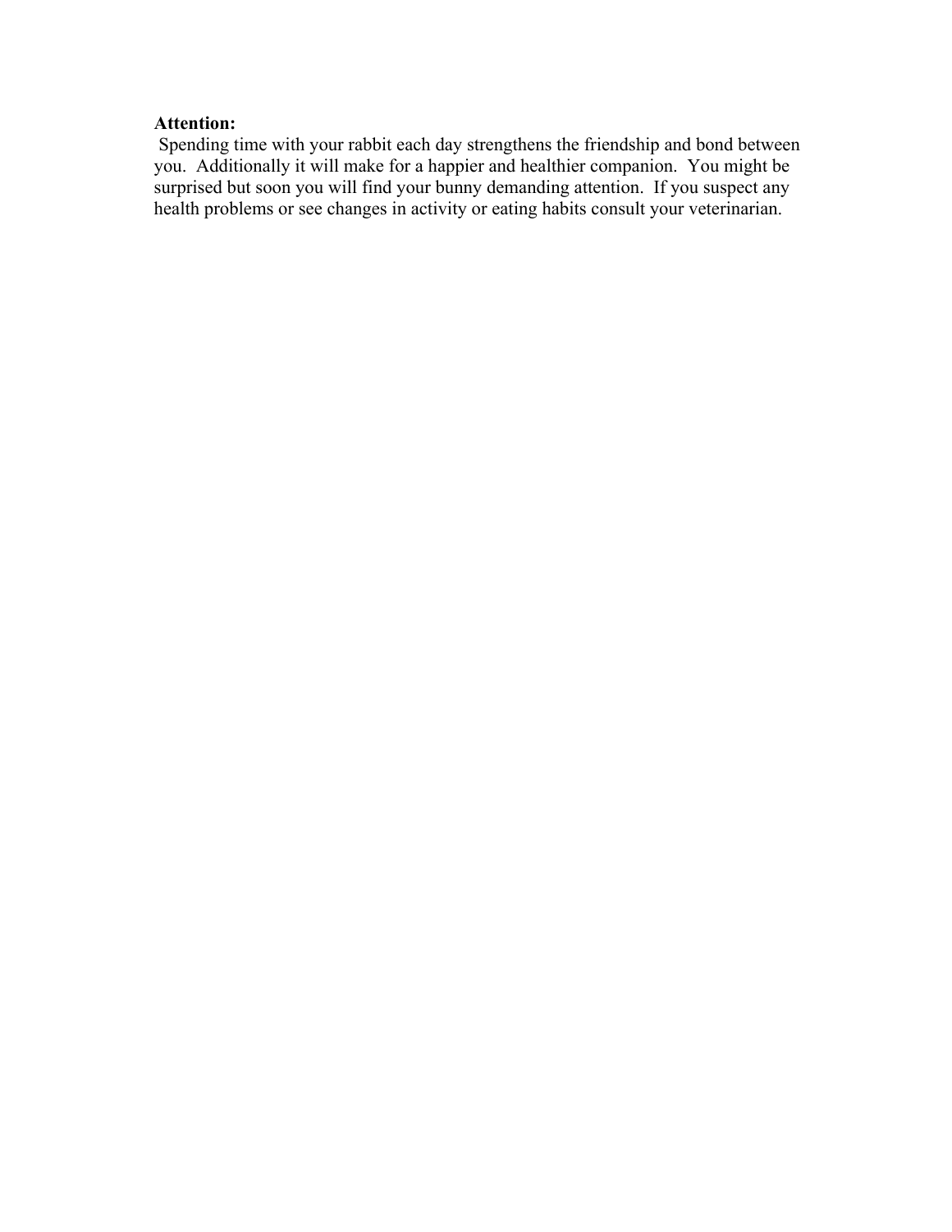**Attention:**

Spending time with your rabbit each day strengthens the friendship and bond between you. Additionally it will make for a happier and healthier companion. You might be surprised but soon you will find your bunny demanding attention. If you suspect any health problems or see changes in activity or eating habits consult your veterinarian.